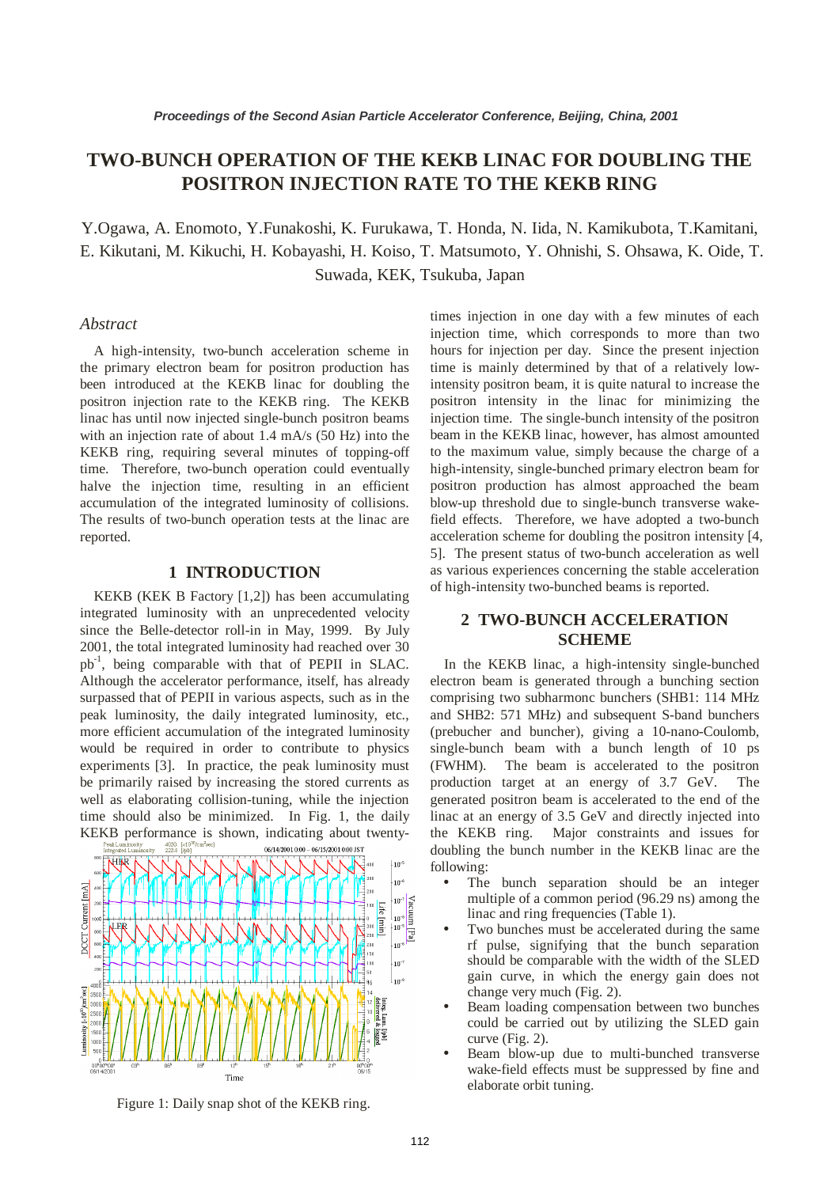# TWO-BUNCH OPERATION OF THE KEKB LINAC FOR DOUBLING THE POSITRON INJECTION RATE TO THE KEKB RING

Y.Ogawa, A. Enomoto, Y.Funakoshi, K. Furukawa, T. Honda, N. Iida, N. Kamikubota, T.Kamitani, E. Kikutani, M. Kikuchi, H. Kobayashi, H. Koiso, T. Matsumoto, Y. Ohnishi, S. Ohsawa, K. Oide, T. Suwada, KEK, Tsukuba, Japan

## *Abstract*

A high-intensity, two-bunch acceleration scheme in the primary electron beam for positron production has been introduced at the KEKB linac for doubling the positron injection rate to the KEKB ring. The KEKB linac has until now injected single-bunch positron beams with an injection rate of about 1.4 mA/s (50 Hz) into the KEKB ring, requiring several minutes of topping-off time. Therefore, two-bunch operation could eventually halve the injection time, resulting in an efficient accumulation of the integrated luminosity of collisions. The results of two-bunch operation tests at the linac are reported.

## 1 INTRODUCTION

KEKB (KEK B Factory [1,2]) has been accumulating integrated luminosity with an unprecedented velocity since the Belle-detector roll-in in May, 1999. By July 2001, the total integrated luminosity had reached over 30 $pb^{-1}$, being comparable with that of PEPII in SLAC. Although the accelerator performance, itself, has already surpassed that of PEPII in various aspects, such as in the peak luminosity, the daily integrated luminosity, etc., more efficient accumulation of the integrated luminosity would be required in order to contribute to physics experiments [3]. In practice, the peak luminosity must be primarily raised by increasing the stored currents as well as elaborating collision-tuning, while the injection time should also be minimized. In Fig. 1, the daily KEKB performance is shown, indicating about twenty-times injection in one day with a few minutes of each injection time, which corresponds to more than two hours for injection per day. Since the present injection time is mainly determined by that of a relatively low-intensity positron beam, it is quite natural to increase the positron intensity in the linac for minimizing the injection time. The single-bunch intensity of the positron beam in the KEKB linac, however, has almost amounted to the maximum value, simply because the charge of a high-intensity, single-bunched primary electron beam for positron production has almost approached the beam blow-up threshold due to single-bunch transverse wake-field effects. Therefore, we have adopted a two-bunch acceleration scheme for doubling the positron intensity [4, 5]. The present status of two-bunch acceleration as well as various experiences concerning the stable acceleration of high-intensity two-bunched beams is reported.

Figure 1: Daily snap shot of the KEKB ring.

## 2 TWO-BUNCH ACCELERATION SCHEME

In the KEKB linac, a high-intensity single-bunched electron beam is generated through a bunching section comprising two subharmonc bunchers (SHB1: 114 MHz and SHB2: 571 MHz) and subsequent S-band bunchers (prebucher and buncher), giving a 10-nano-Coulomb, single-bunch beam with a bunch length of 10 ps (FWHM). The beam is accelerated to the positron production target at an energy of 3.7 GeV. The generated positron beam is accelerated to the end of the linac at an energy of 3.5 GeV and directly injected into the KEKB ring. Major constraints and issues for doubling the bunch number in the KEKB linac are the following:

- The bunch separation should be an integer multiple of a common period (96.29 ns) among the linac and ring frequencies (Table 1).
- Two bunches must be accelerated during the same rf pulse, signifying that the bunch separation should be comparable with the width of the SLED gain curve, in which the energy gain does not change very much (Fig. 2).
- Beam loading compensation between two bunches could be carried out by utilizing the SLED gain curve (Fig. 2).
- Beam blow-up due to multi-bunched transverse wake-field effects must be suppressed by fine and elaborate orbit tuning.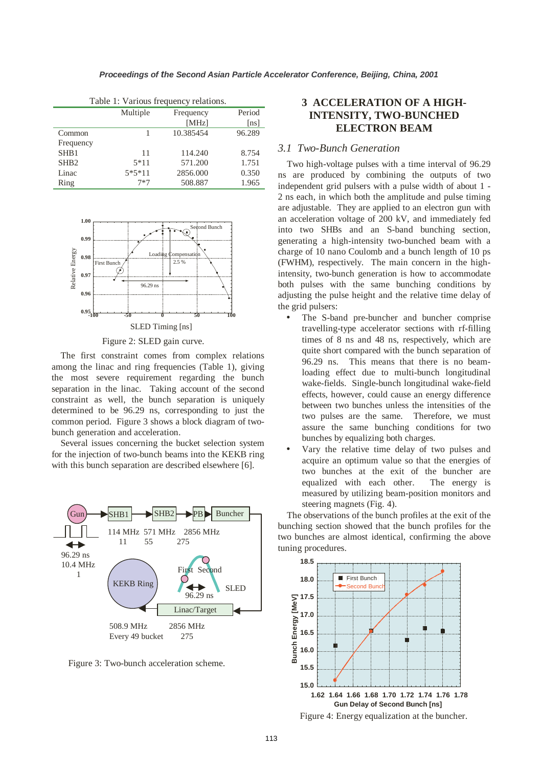Table 1: Various frequency relations.

| | Multiple | Frequency [MHz] | Period [ns] |
|---|---|---|---|
| Common Frequency | 1 | 10.385454 | 96.289 |
| SHB1 | 11 | 114.240 | 8.754 |
| SHB2 | 5*11 | 571.200 | 1.751 |
| Linac | 5*5*11 | 2856.000 | 0.350 |
| Ring | 7*7 | 508.887 | 1.965 |

Figure 2: SLED gain curve.

The first constraint comes from complex relations among the linac and ring frequencies (Table 1), giving the most severe requirement regarding the bunch separation in the linac. Taking account of the second constraint as well, the bunch separation is uniquely determined to be 96.29 ns, corresponding to just the common period. Figure 3 shows a block diagram of two-bunch generation and acceleration.

Several issues concerning the bucket selection system for the injection of two-bunch beams into the KEKB ring with this bunch separation are described elsewhere [6].

Figure 3: Two-bunch acceleration scheme.

## 3 ACCELERATION OF A HIGH-INTENSITY, TWO-BUNCHED ELECTRON BEAM

### 3.1 Two-Bunch Generation

Two high-voltage pulses with a time interval of 96.29 ns are produced by combining the outputs of two independent grid pulsers with a pulse width of about 1 - 2 ns each, in which both the amplitude and pulse timing are adjustable. They are applied to an electron gun with an acceleration voltage of 200 kV, and immediately fed into two SHBs and an S-band bunching section, generating a high-intensity two-bunched beam with a charge of 10 nano Coulomb and a bunch length of 10 ps (FWHM), respectively. The main concern in the high-intensity, two-bunch generation is how to accommodate both pulses with the same bunching conditions by adjusting the pulse height and the relative time delay of the grid pulsers:

- The S-band pre-buncher and buncher comprise travelling-type accelerator sections with rf-filling times of 8 ns and 48 ns, respectively, which are quite short compared with the bunch separation of 96.29 ns. This means that there is no beam-loading effect due to multi-bunch longitudinal wake-fields. Single-bunch longitudinal wake-field effects, however, could cause an energy difference between two bunches unless the intensities of the two pulses are the same. Therefore, we must assure the same bunching conditions for two bunches by equalizing both charges.
- Vary the relative time delay of two pulses and acquire an optimum value so that the energies of two bunches at the exit of the buncher are equalized with each other. The energy is measured by utilizing beam-position monitors and steering magnets (Fig. 4).

The observations of the bunch profiles at the exit of the bunching section showed that the bunch profiles for the two bunches are almost identical, confirming the above tuning procedures.

Figure 4: Energy equalization at the buncher.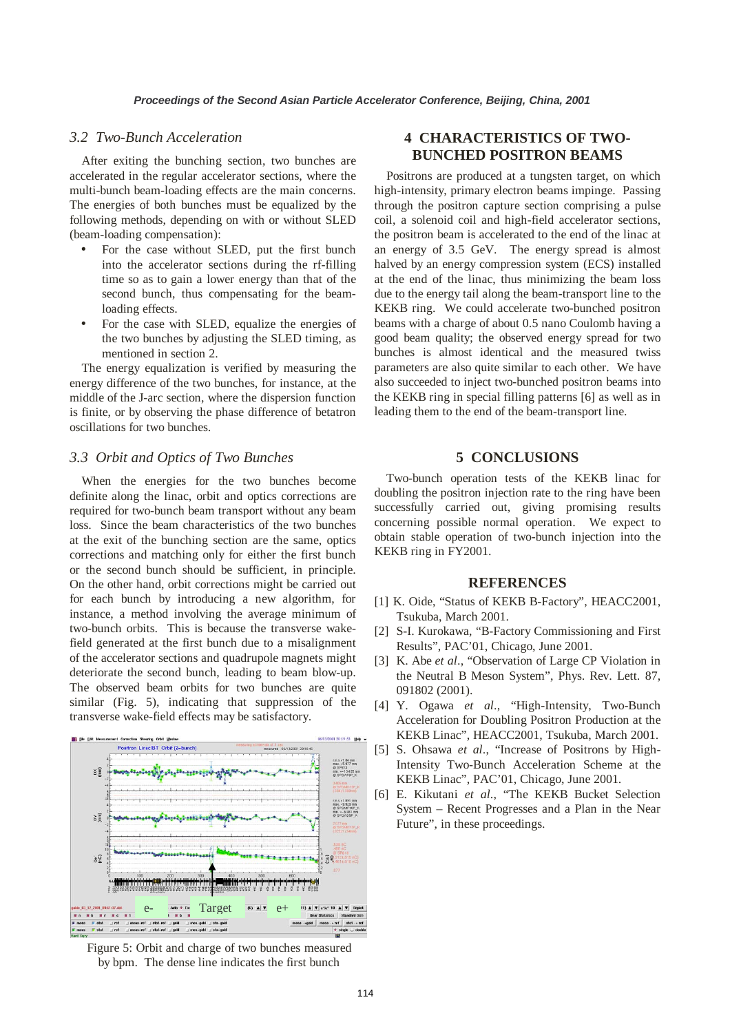### 3.2 Two-Bunch Acceleration

After exiting the bunching section, two bunches are accelerated in the regular accelerator sections, where the multi-bunch beam-loading effects are the main concerns. The energies of both bunches must be equalized by the following methods, depending on with or without SLED (beam-loading compensation):

- For the case without SLED, put the first bunch into the accelerator sections during the rf-filling time so as to gain a lower energy than that of the second bunch, thus compensating for the beam-loading effects.
- For the case with SLED, equalize the energies of the two bunches by adjusting the SLED timing, as mentioned in section 2.

The energy equalization is verified by measuring the energy difference of the two bunches, for instance, at the middle of the J-arc section, where the dispersion function is finite, or by observing the phase difference of betatron oscillations for two bunches.

### 3.3 Orbit and Optics of Two Bunches

When the energies for the two bunches become definite along the linac, orbit and optics corrections are required for two-bunch beam transport without any beam loss. Since the beam characteristics of the two bunches at the exit of the bunching section are the same, optics corrections and matching only for either the first bunch or the second bunch should be sufficient, in principle. On the other hand, orbit corrections might be carried out for each bunch by introducing a new algorithm, for instance, a method involving the average minimum of two-bunch orbits. This is because the transverse wake-field generated at the first bunch due to a misalignment of the accelerator sections and quadrupole magnets might deteriorate the second bunch, leading to beam blow-up. The observed beam orbits for two bunches are quite similar (Fig. 5), indicating that suppression of the transverse wake-field effects may be satisfactory.

Positron Linac/BT Orbit (2-bunch)

e-

Target

e+

Figure 5: Orbit and charge of two bunches measured by bpm. The dense line indicates the first bunch

## 4 CHARACTERISTICS OF TWO-BUNCHED POSITRON BEAMS

Positrons are produced at a tungsten target, on which high-intensity, primary electron beams impinge. Passing through the positron capture section comprising a pulse coil, a solenoid coil and high-field accelerator sections, the positron beam is accelerated to the end of the linac at an energy of 3.5 GeV. The energy spread is almost halved by an energy compression system (ECS) installed at the end of the linac, thus minimizing the beam loss due to the energy tail along the beam-transport line to the KEKB ring. We could accelerate two-bunched positron beams with a charge of about 0.5 nano Coulomb having a good beam quality; the observed energy spread for two bunches is almost identical and the measured twiss parameters are also quite similar to each other. We have also succeeded to inject two-bunched positron beams into the KEKB ring in special filling patterns [6] as well as in leading them to the end of the beam-transport line.

## 5 CONCLUSIONS

Two-bunch operation tests of the KEKB linac for doubling the positron injection rate to the ring have been successfully carried out, giving promising results concerning possible normal operation. We expect to obtain stable operation of two-bunch injection into the KEKB ring in FY2001.

## REFERENCES

[1] K. Oide, "Status of KEKB B-Factory", HEACC2001, Tsukuba, March 2001.

[2] S-I. Kurokawa, "B-Factory Commissioning and First Results", PAC'01, Chicago, June 2001.

[3] K. Abe *et al*., "Observation of Large CP Violation in the Neutral B Meson System", Phys. Rev. Lett. 87, 091802 (2001).

[4] Y. Ogawa *et al*., "High-Intensity, Two-Bunch Acceleration for Doubling Positron Production at the KEKB Linac", HEACC2001, Tsukuba, March 2001.

[5] S. Ohsawa *et al*., "Increase of Positrons by High-Intensity Two-Bunch Acceleration Scheme at the KEKB Linac", PAC'01, Chicago, June 2001.

[6] E. Kikutani *et al*., "The KEKB Bucket Selection System – Recent Progresses and a Plan in the Near Future", in these proceedings.